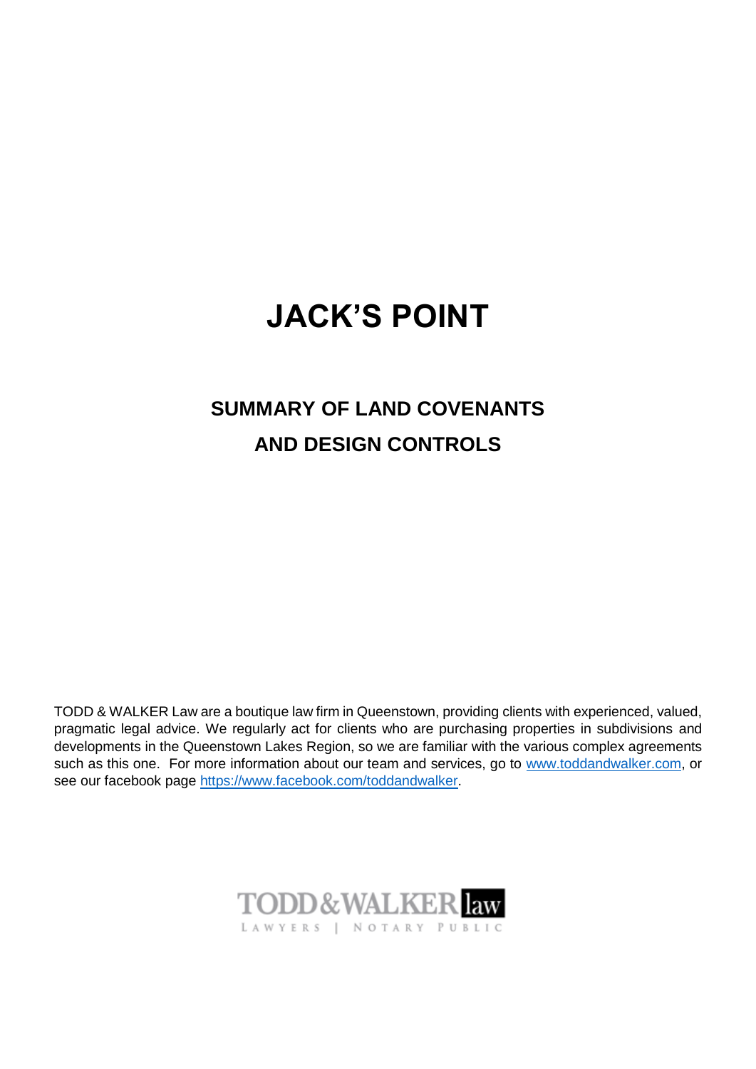# JACK'S POINT

## SUMMARY OF LAND COVENANTS AND DESIGN CONTROLS

TODD & WALKER Law are a boutique law firm in Queenstown, providing clients with experienced, valued, pragmatic legal advice. We regularly act for clients who are purchasing properties in subdivisions and developments in the Queenstown Lakes Region, so we are familiar with the various complex agreements such as this one. For more information about our team and services, go to [www.toddandwalker.com](http://www.toddandwalker.com), or see our facebook page [https://www.facebook.com/toddandwalker](https://www.facebook.com/toddandwalker).

TODD&WALKER law

LAWYERS | NOTARY PUBLIC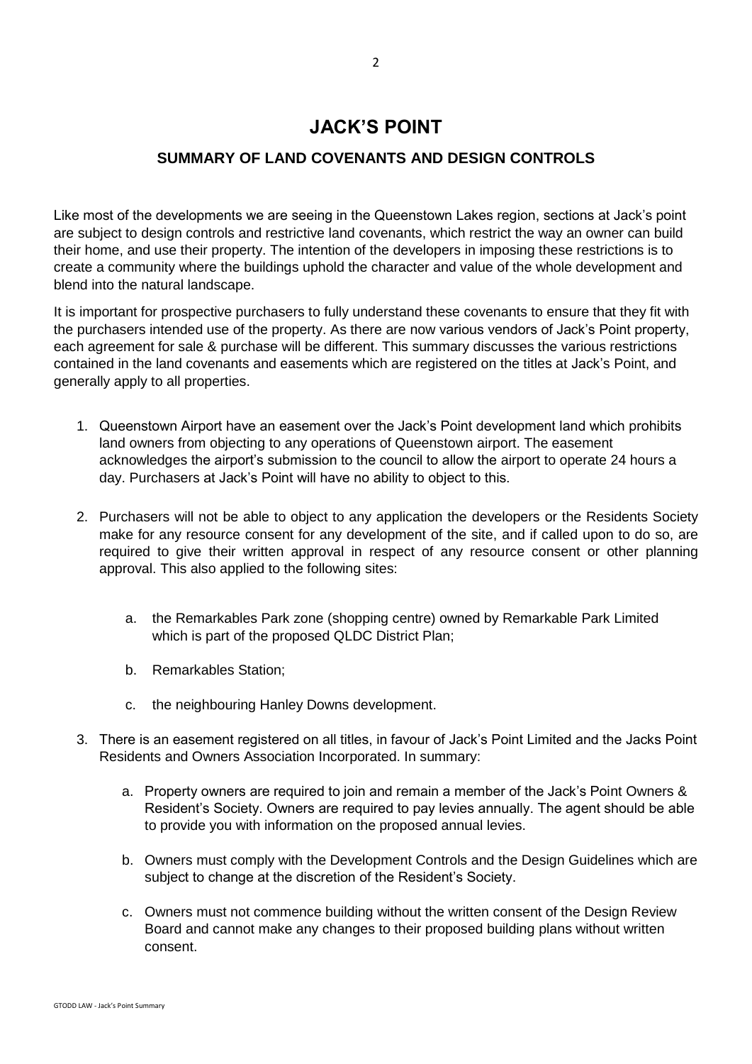# JACK'S POINT

## SUMMARY OF LAND COVENANTS AND DESIGN CONTROLS

Like most of the developments we are seeing in the Queenstown Lakes region, sections at Jack's point are subject to design controls and restrictive land covenants, which restrict the way an owner can build their home, and use their property. The intention of the developers in imposing these restrictions is to create a community where the buildings uphold the character and value of the whole development and blend into the natural landscape.

It is important for prospective purchasers to fully understand these covenants to ensure that they fit with the purchasers intended use of the property. As there are now various vendors of Jack's Point property, each agreement for sale & purchase will be different. This summary discusses the various restrictions contained in the land covenants and easements which are registered on the titles at Jack's Point, and generally apply to all properties.

1. Queenstown Airport have an easement over the Jack's Point development land which prohibits land owners from objecting to any operations of Queenstown airport. The easement acknowledges the airport's submission to the council to allow the airport to operate 24 hours a day. Purchasers at Jack's Point will have no ability to object to this.

2. Purchasers will not be able to object to any application the developers or the Residents Society make for any resource consent for any development of the site, and if called upon to do so, are required to give their written approval in respect of any resource consent or other planning approval. This also applied to the following sites:

   a. the Remarkables Park zone (shopping centre) owned by Remarkable Park Limited which is part of the proposed QLDC District Plan;

   b. Remarkables Station;

   c. the neighbouring Hanley Downs development.

3. There is an easement registered on all titles, in favour of Jack's Point Limited and the Jacks Point Residents and Owners Association Incorporated. In summary:

   a. Property owners are required to join and remain a member of the Jack's Point Owners & Resident's Society. Owners are required to pay levies annually. The agent should be able to provide you with information on the proposed annual levies.

   b. Owners must comply with the Development Controls and the Design Guidelines which are subject to change at the discretion of the Resident's Society.

   c. Owners must not commence building without the written consent of the Design Review Board and cannot make any changes to their proposed building plans without written consent.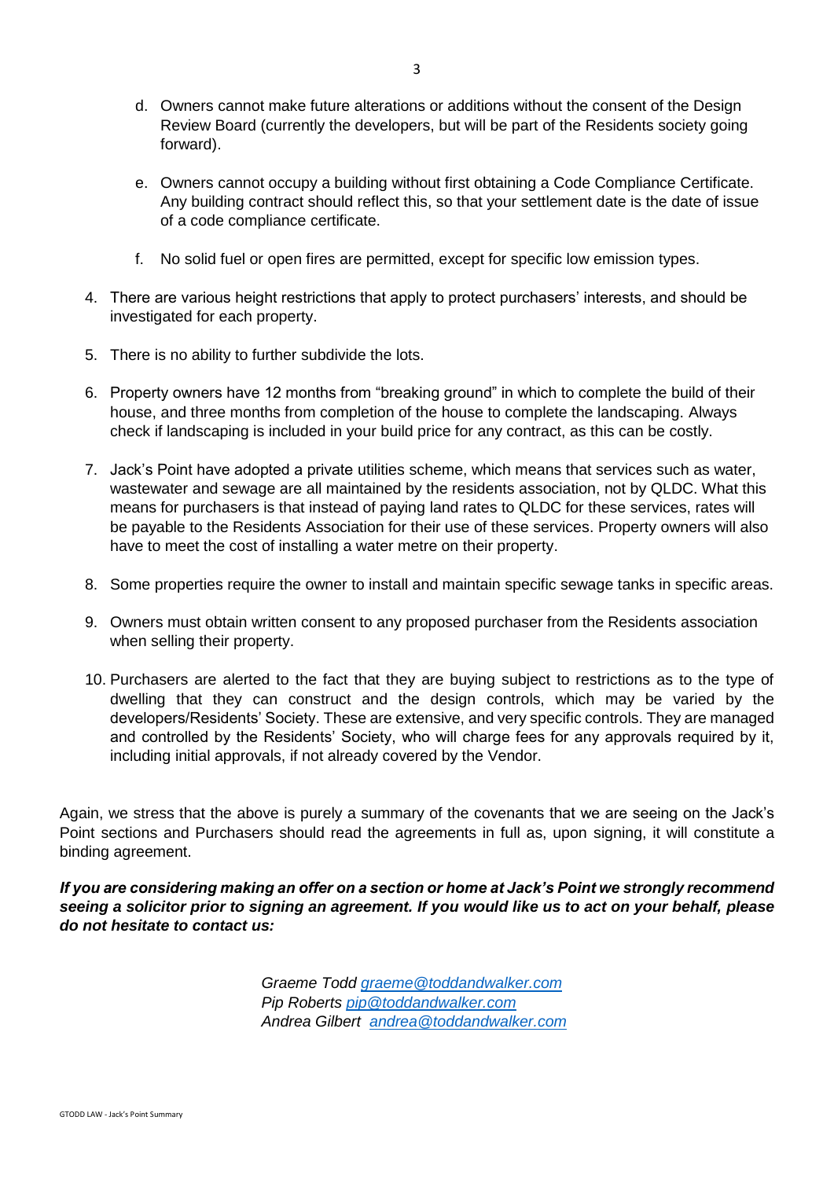d. Owners cannot make future alterations or additions without the consent of the Design Review Board (currently the developers, but will be part of the Residents society going forward).

e. Owners cannot occupy a building without first obtaining a Code Compliance Certificate. Any building contract should reflect this, so that your settlement date is the date of issue of a code compliance certificate.

f. No solid fuel or open fires are permitted, except for specific low emission types.

4. There are various height restrictions that apply to protect purchasers' interests, and should be investigated for each property.

5. There is no ability to further subdivide the lots.

6. Property owners have 12 months from "breaking ground" in which to complete the build of their house, and three months from completion of the house to complete the landscaping. Always check if landscaping is included in your build price for any contract, as this can be costly.

7. Jack's Point have adopted a private utilities scheme, which means that services such as water, wastewater and sewage are all maintained by the residents association, not by QLDC. What this means for purchasers is that instead of paying land rates to QLDC for these services, rates will be payable to the Residents Association for their use of these services. Property owners will also have to meet the cost of installing a water metre on their property.

8. Some properties require the owner to install and maintain specific sewage tanks in specific areas.

9. Owners must obtain written consent to any proposed purchaser from the Residents association when selling their property.

10. Purchasers are alerted to the fact that they are buying subject to restrictions as to the type of dwelling that they can construct and the design controls, which may be varied by the developers/Residents' Society. These are extensive, and very specific controls. They are managed and controlled by the Residents' Society, who will charge fees for any approvals required by it, including initial approvals, if not already covered by the Vendor.

Again, we stress that the above is purely a summary of the covenants that we are seeing on the Jack's Point sections and Purchasers should read the agreements in full as, upon signing, it will constitute a binding agreement.

***If you are considering making an offer on a section or home at Jack's Point we strongly recommend seeing a solicitor prior to signing an agreement. If you would like us to act on your behalf, please do not hesitate to contact us:***

*Graeme Todd graeme@toddandwalker.com*
*Pip Roberts pip@toddandwalker.com*
*Andrea Gilbert andrea@toddandwalker.com*